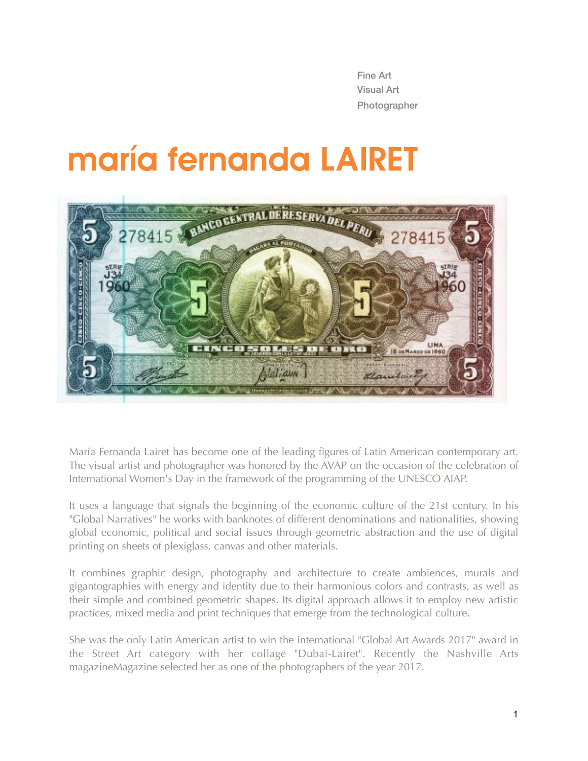Fine Art
Visual Art
Photographer

# maría fernanda LAIRET

María Fernanda Lairet has become one of the leading figures of Latin American contemporary art. The visual artist and photographer was honored by the AVAP on the occasion of the celebration of International Women's Day in the framework of the programming of the UNESCO AIAP.

It uses a language that signals the beginning of the economic culture of the 21st century. In his "Global Narratives" he works with banknotes of different denominations and nationalities, showing global economic, political and social issues through geometric abstraction and the use of digital printing on sheets of plexiglass, canvas and other materials.

It combines graphic design, photography and architecture to create ambiences, murals and gigantographies with energy and identity due to their harmonious colors and contrasts, as well as their simple and combined geometric shapes. Its digital approach allows it to employ new artistic practices, mixed media and print techniques that emerge from the technological culture.

She was the only Latin American artist to win the international "Global Art Awards 2017" award in the Street Art category with her collage "Dubai-Lairet". Recently the Nashville Arts magazineMagazine selected her as one of the photographers of the year 2017.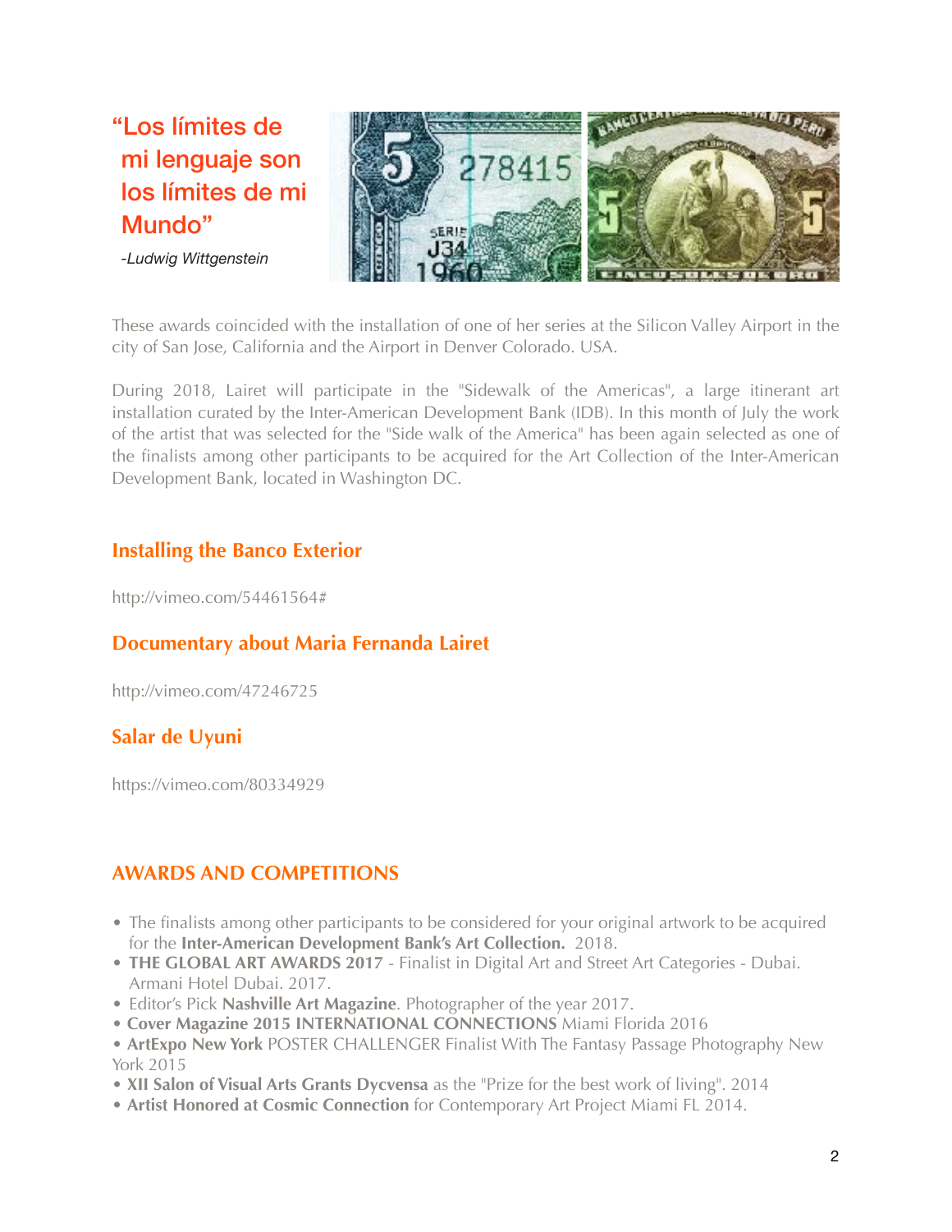“Los límites de mi lenguaje son los límites de mi Mundo”

*-Ludwig Wittgenstein*

These awards coincided with the installation of one of her series at the Silicon Valley Airport in the city of San Jose, California and the Airport in Denver Colorado. USA.

During 2018, Lairet will participate in the "Sidewalk of the Americas", a large itinerant art installation curated by the Inter-American Development Bank (IDB). In this month of July the work of the artist that was selected for the "Side walk of the America" has been again selected as one of the finalists among other participants to be acquired for the Art Collection of the Inter-American Development Bank, located in Washington DC.

### Installing the Banco Exterior

http://vimeo.com/54461564#

### Documentary about Maria Fernanda Lairet

http://vimeo.com/47246725

### Salar de Uyuni

https://vimeo.com/80334929

## AWARDS AND COMPETITIONS

- The finalists among other participants to be considered for your original artwork to be acquired for the **Inter-American Development Bank's Art Collection.** 2018.
- **THE GLOBAL ART AWARDS 2017** - Finalist in Digital Art and Street Art Categories - Dubai. Armani Hotel Dubai. 2017.
- Editor's Pick **Nashville Art Magazine**. Photographer of the year 2017.
- **Cover Magazine 2015 INTERNATIONAL CONNECTIONS** Miami Florida 2016
- **ArtExpo New York** POSTER CHALLENGER Finalist With The Fantasy Passage Photography New York 2015
- **XII Salon of Visual Arts Grants Dycvensa** as the "Prize for the best work of living". 2014
- **Artist Honored at Cosmic Connection** for Contemporary Art Project Miami FL 2014.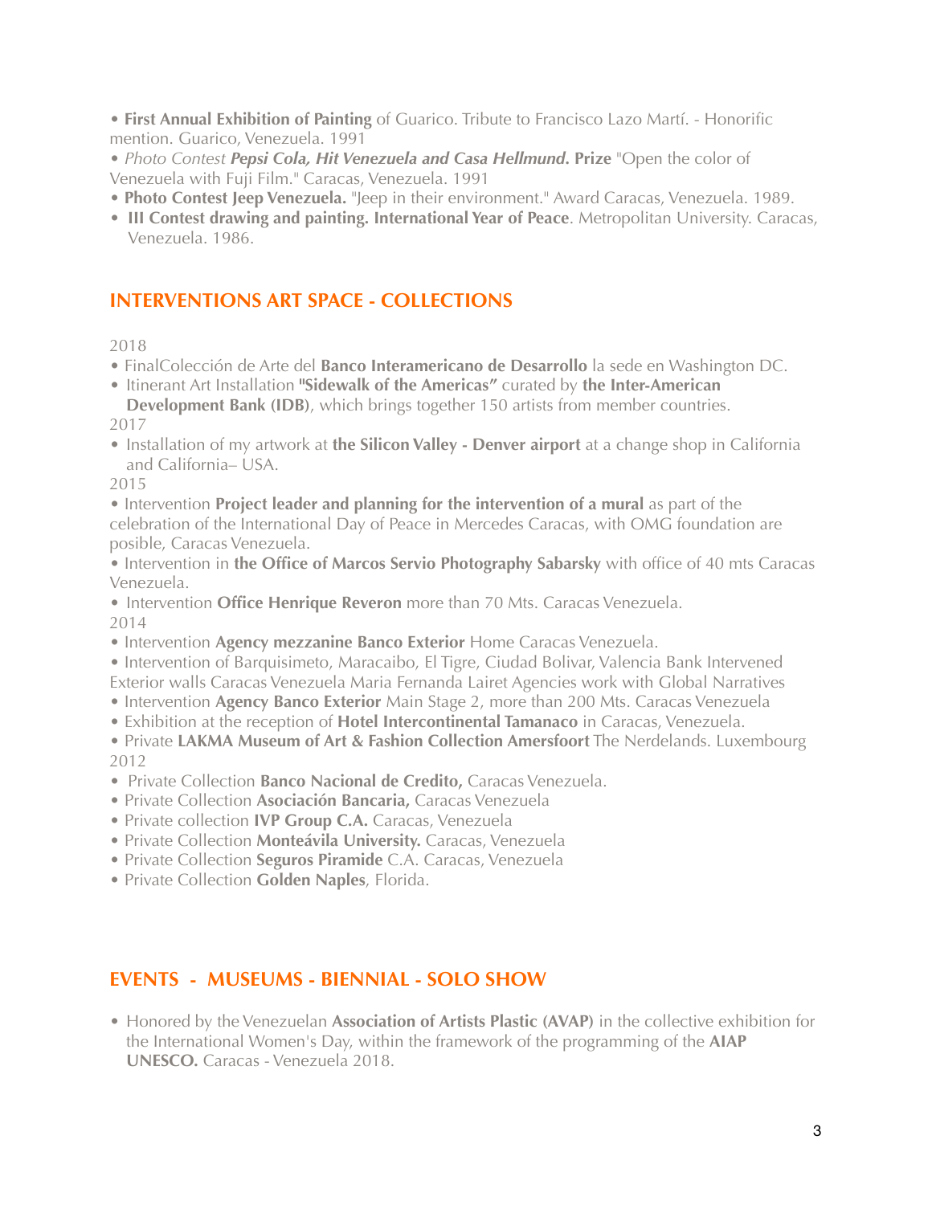- **First Annual Exhibition of Painting** of Guarico. Tribute to Francisco Lazo Martí. - Honorific mention. Guarico, Venezuela. 1991
- *Photo Contest* ***Pepsi Cola, Hit Venezuela and Casa Hellmund.*** **Prize** "Open the color of Venezuela with Fuji Film." Caracas, Venezuela. 1991
- **Photo Contest Jeep Venezuela.** "Jeep in their environment." Award Caracas, Venezuela. 1989.
- **III Contest drawing and painting. International Year of Peace**. Metropolitan University. Caracas, Venezuela. 1986.

## INTERVENTIONS ART SPACE - COLLECTIONS

2018

- FinalColección de Arte del **Banco Interamericano de Desarrollo** la sede en Washington DC.
- Itinerant Art Installation **"Sidewalk of the Americas"** curated by **the Inter-American Development Bank (IDB)**, which brings together 150 artists from member countries.

2017

- Installation of my artwork at **the Silicon Valley - Denver airport** at a change shop in California and California– USA.

2015

- Intervention **Project leader and planning for the intervention of a mural** as part of the celebration of the International Day of Peace in Mercedes Caracas, with OMG foundation are posible, Caracas Venezuela.
- Intervention in **the Office of Marcos Servio Photography Sabarsky** with office of 40 mts Caracas Venezuela.
- Intervention **Office Henrique Reveron** more than 70 Mts. Caracas Venezuela.

2014

- Intervention **Agency mezzanine Banco Exterior** Home Caracas Venezuela.
- Intervention of Barquisimeto, Maracaibo, El Tigre, Ciudad Bolivar, Valencia Bank Intervened Exterior walls Caracas Venezuela Maria Fernanda Lairet Agencies work with Global Narratives
- Intervention **Agency Banco Exterior** Main Stage 2, more than 200 Mts. Caracas Venezuela
- Exhibition at the reception of **Hotel Intercontinental Tamanaco** in Caracas, Venezuela.
- Private **LAKMA Museum of Art & Fashion Collection Amersfoort** The Nerdelands. Luxembourg

2012

- Private Collection **Banco Nacional de Credito,** Caracas Venezuela.
- Private Collection **Asociación Bancaria,** Caracas Venezuela
- Private collection **IVP Group C.A.** Caracas, Venezuela
- Private Collection **Monteávila University.** Caracas, Venezuela
- Private Collection **Seguros Piramide** C.A. Caracas, Venezuela
- Private Collection **Golden Naples**, Florida.

## EVENTS - MUSEUMS - BIENNIAL - SOLO SHOW

- Honored by the Venezuelan **Association of Artists Plastic (AVAP)** in the collective exhibition for the International Women's Day, within the framework of the programming of the **AIAP UNESCO.** Caracas - Venezuela 2018.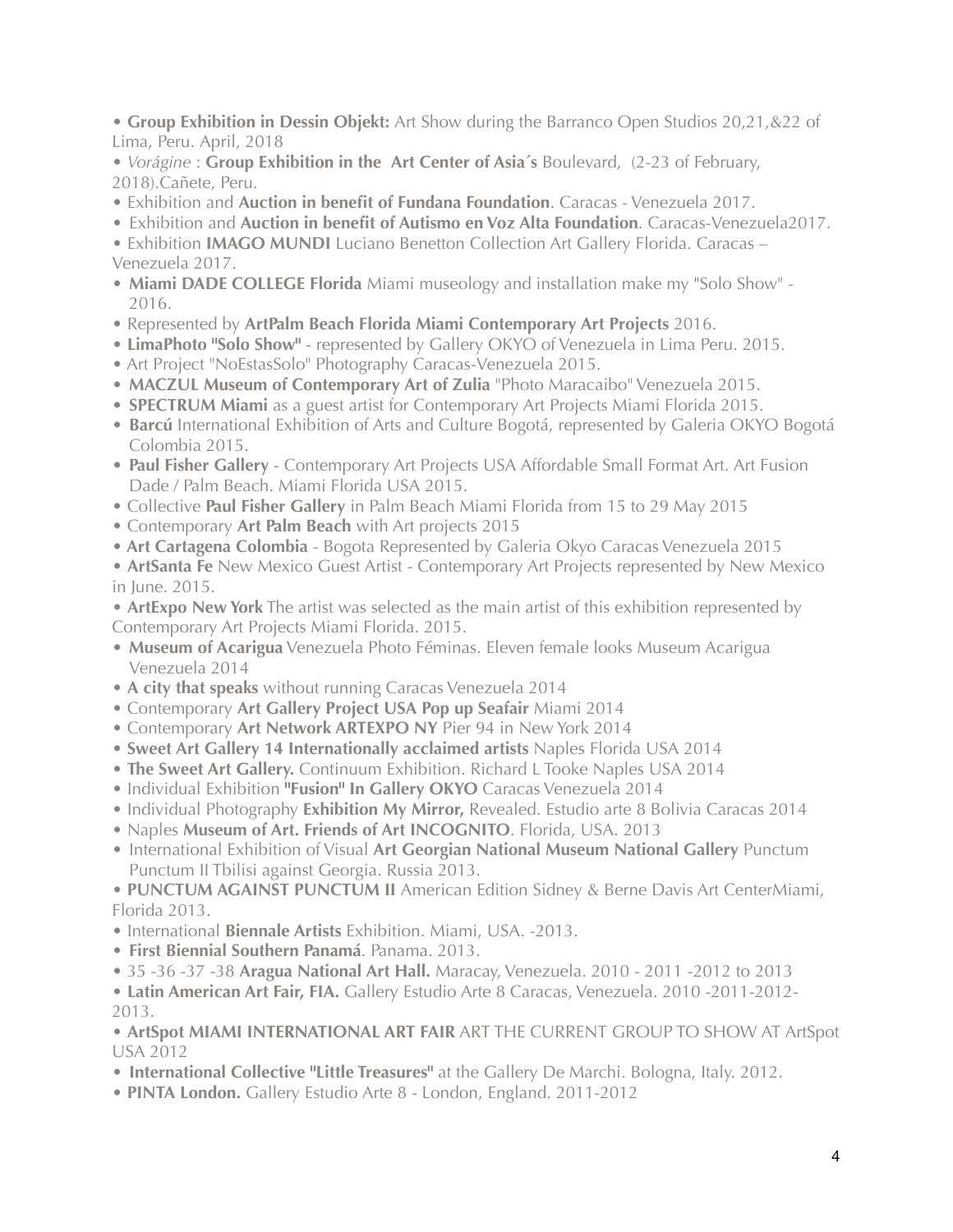- **Group Exhibition in Dessin Objekt:** Art Show during the Barranco Open Studios 20,21,&22 of Lima, Peru. April, 2018
- *Vorágine* : **Group Exhibition in the Art Center of Asia´s** Boulevard, (2-23 of February, 2018).Cañete, Peru.
- Exhibition and **Auction in benefit of Fundana Foundation**. Caracas - Venezuela 2017.
- Exhibition and **Auction in benefit of Autismo en Voz Alta Foundation**. Caracas-Venezuela2017.
- Exhibition **IMAGO MUNDI** Luciano Benetton Collection Art Gallery Florida. Caracas – Venezuela 2017.
- **Miami DADE COLLEGE Florida** Miami museology and installation make my "Solo Show" - 2016.
- Represented by **ArtPalm Beach Florida Miami Contemporary Art Projects** 2016.
- **LimaPhoto "Solo Show"** - represented by Gallery OKYO of Venezuela in Lima Peru. 2015.
- Art Project "NoEstasSolo" Photography Caracas-Venezuela 2015.
- **MACZUL Museum of Contemporary Art of Zulia** "Photo Maracaibo" Venezuela 2015.
- **SPECTRUM Miami** as a guest artist for Contemporary Art Projects Miami Florida 2015.
- **Barcú** International Exhibition of Arts and Culture Bogotá, represented by Galeria OKYO Bogotá Colombia 2015.
- **Paul Fisher Gallery** - Contemporary Art Projects USA Affordable Small Format Art. Art Fusion Dade / Palm Beach. Miami Florida USA 2015.
- Collective **Paul Fisher Gallery** in Palm Beach Miami Florida from 15 to 29 May 2015
- Contemporary **Art Palm Beach** with Art projects 2015
- **Art Cartagena Colombia** - Bogota Represented by Galeria Okyo Caracas Venezuela 2015
- **ArtSanta Fe** New Mexico Guest Artist - Contemporary Art Projects represented by New Mexico in June. 2015.
- **ArtExpo New York** The artist was selected as the main artist of this exhibition represented by Contemporary Art Projects Miami Florida. 2015.
- **Museum of Acarigua** Venezuela Photo Féminas. Eleven female looks Museum Acarigua Venezuela 2014
- **A city that speaks** without running Caracas Venezuela 2014
- Contemporary **Art Gallery Project USA Pop up Seafair** Miami 2014
- Contemporary **Art Network ARTEXPO NY** Pier 94 in New York 2014
- **Sweet Art Gallery 14 Internationally acclaimed artists** Naples Florida USA 2014
- **The Sweet Art Gallery.** Continuum Exhibition. Richard L Tooke Naples USA 2014
- Individual Exhibition **"Fusion" In Gallery OKYO** Caracas Venezuela 2014
- Individual Photography **Exhibition My Mirror,** Revealed. Estudio arte 8 Bolivia Caracas 2014
- Naples **Museum of Art. Friends of Art INCOGNITO**. Florida, USA. 2013
- International Exhibition of Visual **Art Georgian National Museum National Gallery** Punctum Punctum II Tbilisi against Georgia. Russia 2013.
- **PUNCTUM AGAINST PUNCTUM II** American Edition Sidney & Berne Davis Art CenterMiami, Florida 2013.
- International **Biennale Artists** Exhibition. Miami, USA. -2013.
- **First Biennial Southern Panamá**. Panama. 2013.
- 35 -36 -37 -38 **Aragua National Art Hall.** Maracay, Venezuela. 2010 - 2011 -2012 to 2013
- **Latin American Art Fair, FIA.** Gallery Estudio Arte 8 Caracas, Venezuela. 2010 -2011-2012-2013.
- **ArtSpot MIAMI INTERNATIONAL ART FAIR** ART THE CURRENT GROUP TO SHOW AT ArtSpot USA 2012
- **International Collective "Little Treasures"** at the Gallery De Marchi. Bologna, Italy. 2012.
- **PINTA London.** Gallery Estudio Arte 8 - London, England. 2011-2012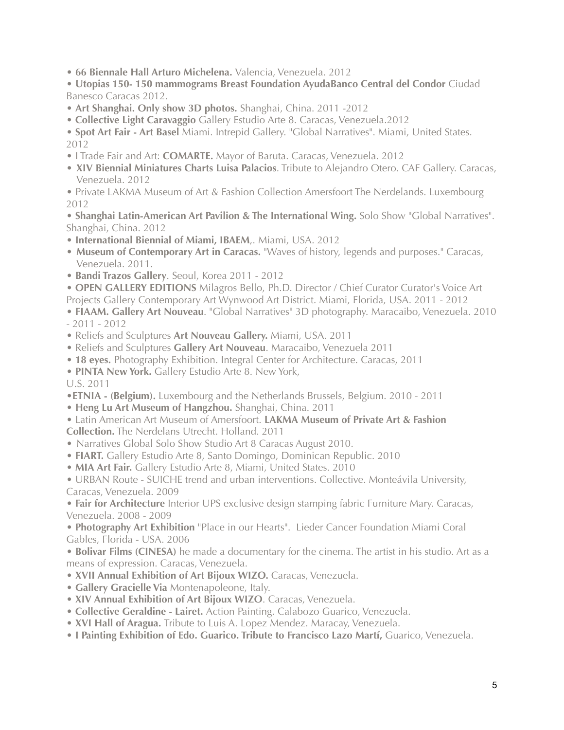- **66 Biennale Hall Arturo Michelena.** Valencia, Venezuela. 2012
- **Utopias 150- 150 mammograms Breast Foundation AyudaBanco Central del Condor** Ciudad Banesco Caracas 2012.
- **Art Shanghai. Only show 3D photos.** Shanghai, China. 2011 -2012
- **Collective Light Caravaggio** Gallery Estudio Arte 8. Caracas, Venezuela.2012
- **Spot Art Fair - Art Basel** Miami. Intrepid Gallery. "Global Narratives". Miami, United States. 2012
- I Trade Fair and Art: **COMARTE.** Mayor of Baruta. Caracas, Venezuela. 2012
- **XIV Biennial Miniatures Charts Luisa Palacios**. Tribute to Alejandro Otero. CAF Gallery. Caracas, Venezuela. 2012
- Private LAKMA Museum of Art & Fashion Collection Amersfoort The Nerdelands. Luxembourg 2012
- **Shanghai Latin-American Art Pavilion & The International Wing.** Solo Show "Global Narratives". Shanghai, China. 2012
- **International Biennial of Miami, IBAEM**,. Miami, USA. 2012
- **Museum of Contemporary Art in Caracas.** "Waves of history, legends and purposes." Caracas, Venezuela. 2011.
- **Bandi Trazos Gallery**. Seoul, Korea 2011 - 2012
- **OPEN GALLERY EDITIONS** Milagros Bello, Ph.D. Director / Chief Curator Curator's Voice Art Projects Gallery Contemporary Art Wynwood Art District. Miami, Florida, USA. 2011 - 2012
- **FIAAM. Gallery Art Nouveau**. "Global Narratives" 3D photography. Maracaibo, Venezuela. 2010 - 2011 - 2012
- Reliefs and Sculptures **Art Nouveau Gallery.** Miami, USA. 2011
- Reliefs and Sculptures **Gallery Art Nouveau**. Maracaibo, Venezuela 2011
- **18 eyes.** Photography Exhibition. Integral Center for Architecture. Caracas, 2011
- **PINTA New York.** Gallery Estudio Arte 8. New York, U.S. 2011
- **ETNIA - (Belgium).** Luxembourg and the Netherlands Brussels, Belgium. 2010 - 2011
- **Heng Lu Art Museum of Hangzhou.** Shanghai, China. 2011
- Latin American Art Museum of Amersfoort. **LAKMA Museum of Private Art & Fashion Collection.** The Nerdelans Utrecht. Holland. 2011
- Narratives Global Solo Show Studio Art 8 Caracas August 2010.
- **FIART.** Gallery Estudio Arte 8, Santo Domingo, Dominican Republic. 2010
- **MIA Art Fair.** Gallery Estudio Arte 8, Miami, United States. 2010
- URBAN Route - SUICHE trend and urban interventions. Collective. Monteávila University, Caracas, Venezuela. 2009
- **Fair for Architecture** Interior UPS exclusive design stamping fabric Furniture Mary. Caracas, Venezuela. 2008 - 2009
- **Photography Art Exhibition** "Place in our Hearts". Lieder Cancer Foundation Miami Coral Gables, Florida - USA. 2006
- **Bolivar Films (CINESA)** he made a documentary for the cinema. The artist in his studio. Art as a means of expression. Caracas, Venezuela.
- **XVII Annual Exhibition of Art Bijoux WIZO.** Caracas, Venezuela.
- **Gallery Gracielle Via** Montenapoleone, Italy.
- **XIV Annual Exhibition of Art Bijoux WIZO**. Caracas, Venezuela.
- **Collective Geraldine - Lairet.** Action Painting. Calabozo Guarico, Venezuela.
- **XVI Hall of Aragua.** Tribute to Luis A. Lopez Mendez. Maracay, Venezuela.
- **I Painting Exhibition of Edo. Guarico. Tribute to Francisco Lazo Martí,** Guarico, Venezuela.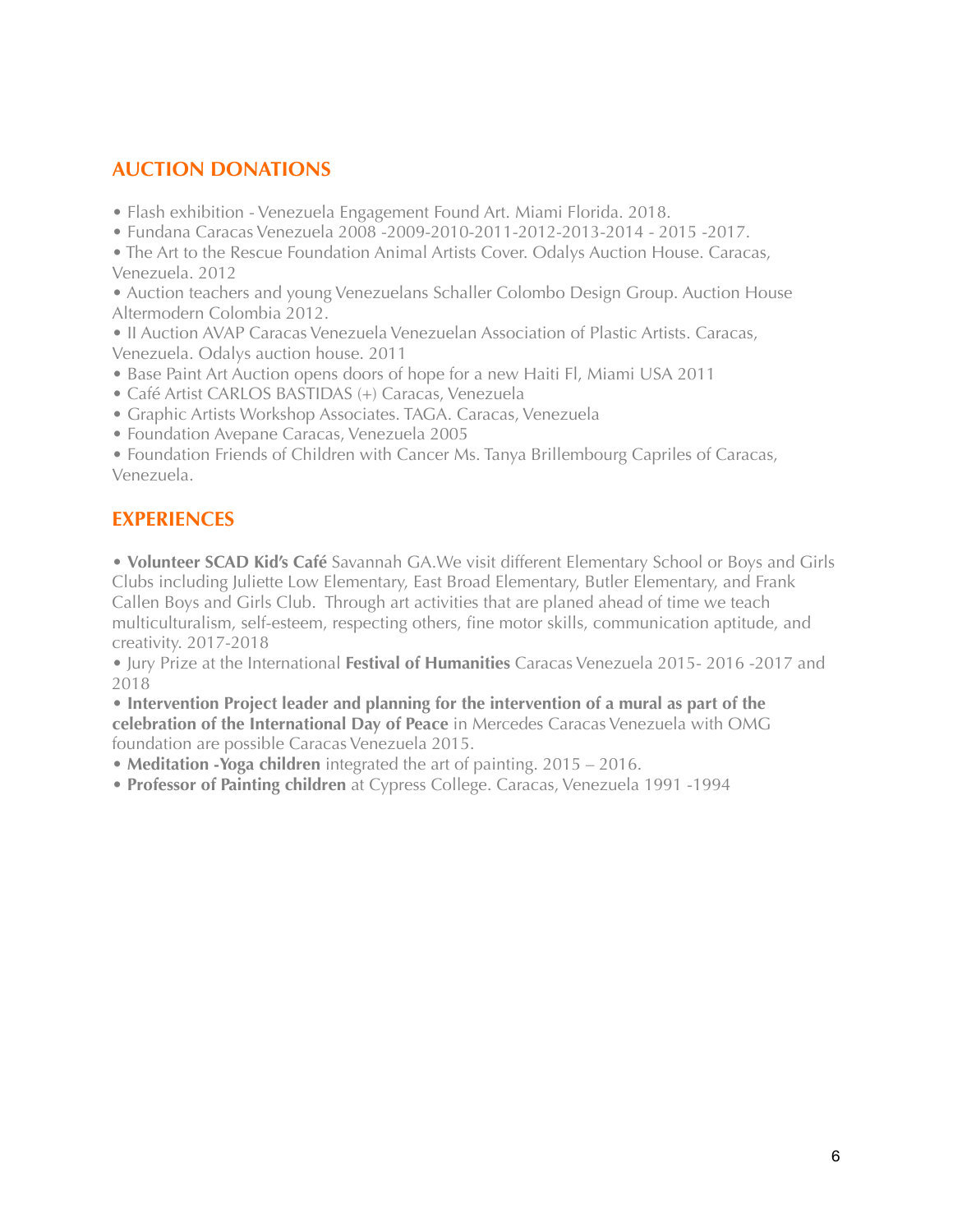## AUCTION DONATIONS

- Flash exhibition - Venezuela Engagement Found Art. Miami Florida. 2018.
- Fundana Caracas Venezuela 2008 -2009-2010-2011-2012-2013-2014 - 2015 -2017.
- The Art to the Rescue Foundation Animal Artists Cover. Odalys Auction House. Caracas, Venezuela. 2012
- Auction teachers and young Venezuelans Schaller Colombo Design Group. Auction House Altermodern Colombia 2012.
- II Auction AVAP Caracas Venezuela Venezuelan Association of Plastic Artists. Caracas, Venezuela. Odalys auction house. 2011
- Base Paint Art Auction opens doors of hope for a new Haiti Fl, Miami USA 2011
- Café Artist CARLOS BASTIDAS (+) Caracas, Venezuela
- Graphic Artists Workshop Associates. TAGA. Caracas, Venezuela
- Foundation Avepane Caracas, Venezuela 2005
- Foundation Friends of Children with Cancer Ms. Tanya Brillembourg Capriles of Caracas, Venezuela.

## EXPERIENCES

- **Volunteer SCAD Kid's Café** Savannah GA.We visit different Elementary School or Boys and Girls Clubs including Juliette Low Elementary, East Broad Elementary, Butler Elementary, and Frank Callen Boys and Girls Club. Through art activities that are planed ahead of time we teach multiculturalism, self-esteem, respecting others, fine motor skills, communication aptitude, and creativity. 2017-2018
- Jury Prize at the International **Festival of Humanities** Caracas Venezuela 2015- 2016 -2017 and 2018
- **Intervention Project leader and planning for the intervention of a mural as part of the celebration of the International Day of Peace** in Mercedes Caracas Venezuela with OMG foundation are possible Caracas Venezuela 2015.
- **Meditation -Yoga children** integrated the art of painting. 2015 – 2016.
- **Professor of Painting children** at Cypress College. Caracas, Venezuela 1991 -1994